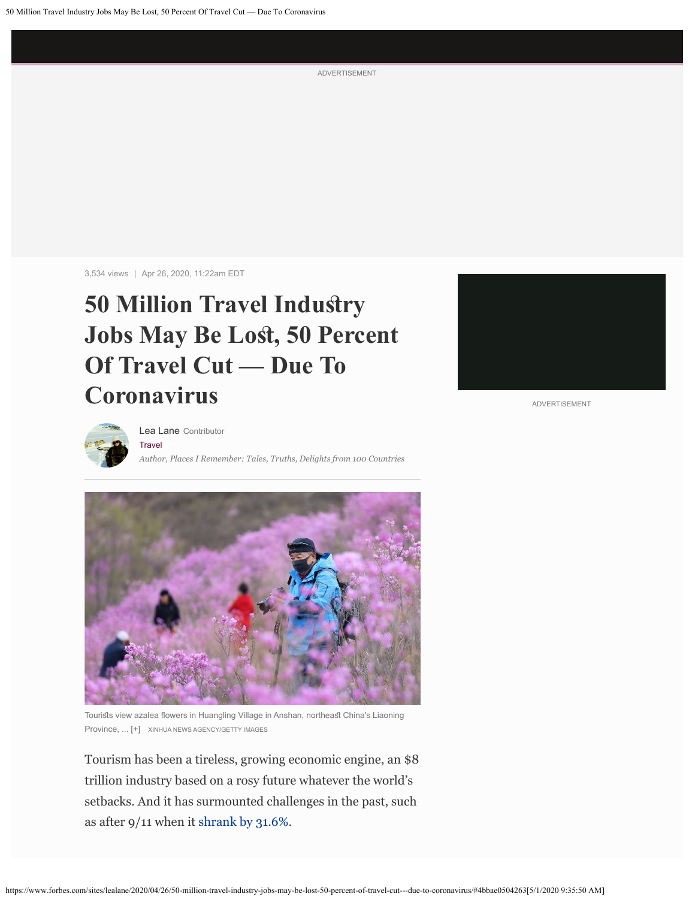3,534 views | Apr 26, 2020, 11:22am EDT

# 50 Million Travel Industry Jobs May Be Lost, 50 Percent Of Travel Cut — Due To Coronavirus

Lea Lane Contributor
Travel
*Author, Places I Remember: Tales, Truths, Delights from 100 Countries*

Tourists view azalea flowers in Huangling Village in Anshan, northeast China's Liaoning Province, ... [+] XINHUA NEWS AGENCY/GETTY IMAGES

Tourism has been a tireless, growing economic engine, an $8 trillion industry based on a rosy future whatever the world's setbacks. And it has surmounted challenges in the past, such as after 9/11 when it shrank by 31.6%.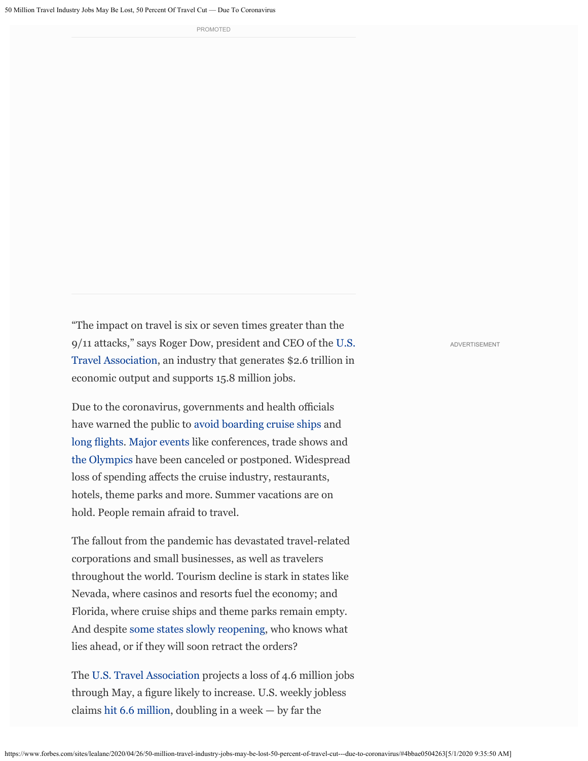“The impact on travel is six or seven times greater than the 9/11 attacks,” says Roger Dow, president and CEO of the U.S. Travel Association, an industry that generates $2.6 trillion in economic output and supports 15.8 million jobs.

Due to the coronavirus, governments and health officials have warned the public to avoid boarding cruise ships and long flights. Major events like conferences, trade shows and the Olympics have been canceled or postponed. Widespread loss of spending affects the cruise industry, restaurants, hotels, theme parks and more. Summer vacations are on hold. People remain afraid to travel.

The fallout from the pandemic has devastated travel-related corporations and small businesses, as well as travelers throughout the world. Tourism decline is stark in states like Nevada, where casinos and resorts fuel the economy; and Florida, where cruise ships and theme parks remain empty. And despite some states slowly reopening, who knows what lies ahead, or if they will soon retract the orders?

The U.S. Travel Association projects a loss of 4.6 million jobs through May, a figure likely to increase. U.S. weekly jobless claims hit 6.6 million, doubling in a week — by far the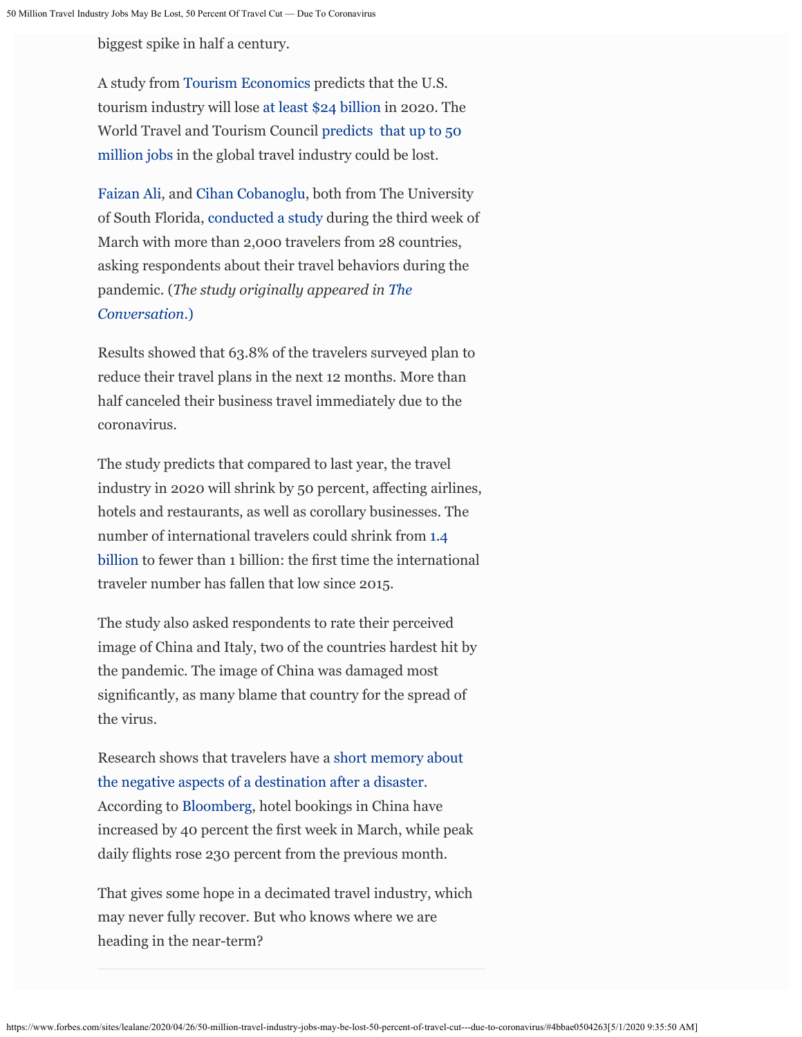biggest spike in half a century.

A study from Tourism Economics predicts that the U.S. tourism industry will lose at least $24 billion in 2020. The World Travel and Tourism Council predicts that up to 50 million jobs in the global travel industry could be lost.

Faizan Ali, and Cihan Cobanoglu, both from The University of South Florida, conducted a study during the third week of March with more than 2,000 travelers from 28 countries, asking respondents about their travel behaviors during the pandemic. (*The study originally appeared in The Conversation.*)

Results showed that 63.8% of the travelers surveyed plan to reduce their travel plans in the next 12 months. More than half canceled their business travel immediately due to the coronavirus.

The study predicts that compared to last year, the travel industry in 2020 will shrink by 50 percent, affecting airlines, hotels and restaurants, as well as corollary businesses. The number of international travelers could shrink from 1.4 billion to fewer than 1 billion: the first time the international traveler number has fallen that low since 2015.

The study also asked respondents to rate their perceived image of China and Italy, two of the countries hardest hit by the pandemic. The image of China was damaged most significantly, as many blame that country for the spread of the virus.

Research shows that travelers have a short memory about the negative aspects of a destination after a disaster. According to Bloomberg, hotel bookings in China have increased by 40 percent the first week in March, while peak daily flights rose 230 percent from the previous month.

That gives some hope in a decimated travel industry, which may never fully recover. But who knows where we are heading in the near-term?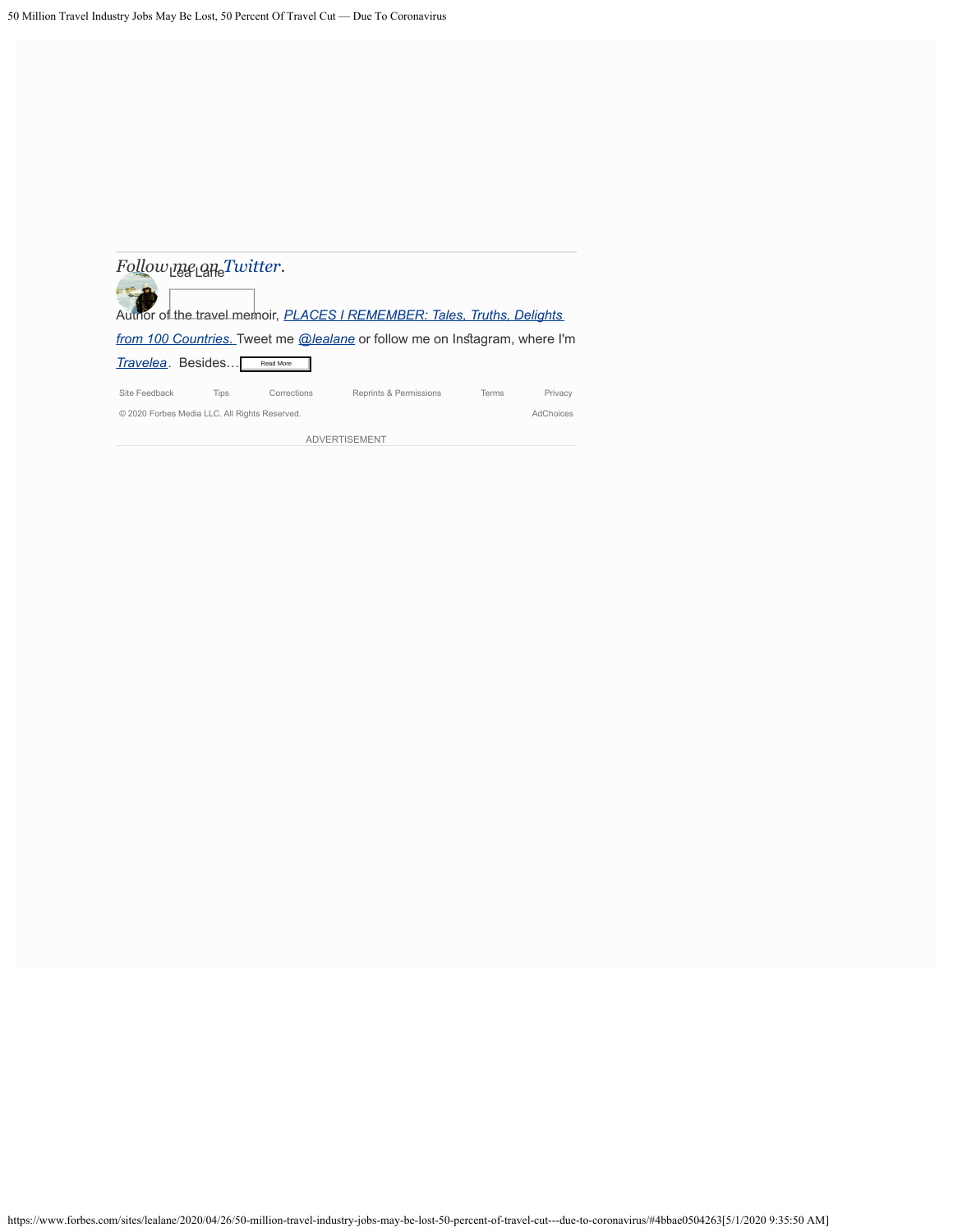*Follow me on Twitter.*

Lea Lane

Author of the travel memoir, *PLACES I REMEMBER: Tales, Truths, Delights from 100 Countries.* Tweet me *@lealane* or follow me on Instagram, where I'm *Travelea*. Besides…

Read More

Site Feedback Tips Corrections Reprints & Permissions Terms Privacy

© 2020 Forbes Media LLC. All Rights Reserved. AdChoices

ADVERTISEMENT